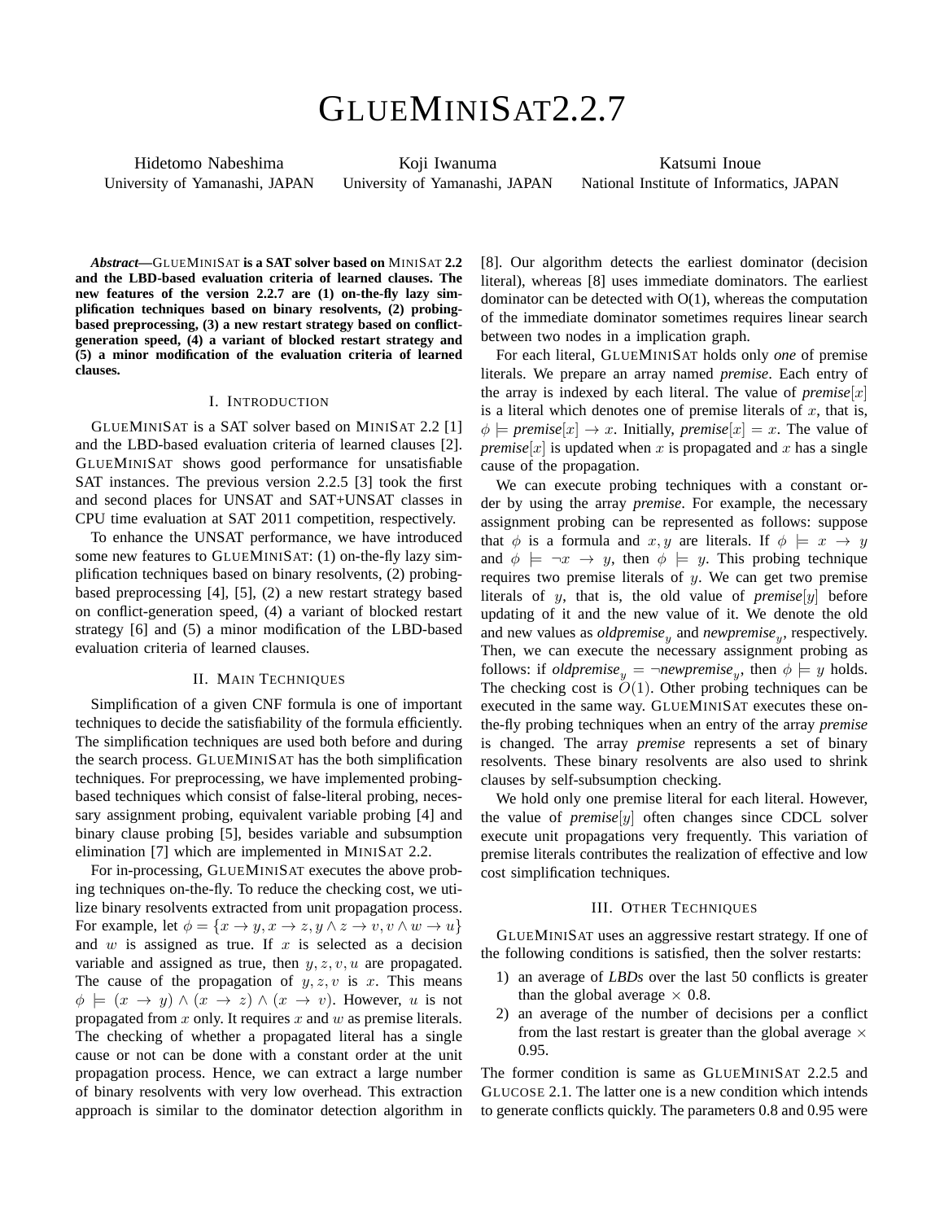# GlueMiniSat2.2.7

Hidetomo Nabeshima
University of Yamanashi, JAPAN

Koji Iwanuma
University of Yamanashi, JAPAN

Katsumi Inoue
National Institute of Informatics, JAPAN

***Abstract*—GlueMiniSat is a SAT solver based on MiniSat 2.2 and the LBD-based evaluation criteria of learned clauses. The new features of the version 2.2.7 are (1) on-the-fly lazy simplification techniques based on binary resolvents, (2) probing-based preprocessing, (3) a new restart strategy based on conflict-generation speed, (4) a variant of blocked restart strategy and (5) a minor modification of the evaluation criteria of learned clauses.**

## I. Introduction

GlueMiniSat is a SAT solver based on MiniSat 2.2 [1] and the LBD-based evaluation criteria of learned clauses [2]. GlueMiniSat shows good performance for unsatisfiable SAT instances. The previous version 2.2.5 [3] took the first and second places for UNSAT and SAT+UNSAT classes in CPU time evaluation at SAT 2011 competition, respectively.

To enhance the UNSAT performance, we have introduced some new features to GlueMiniSat: (1) on-the-fly lazy simplification techniques based on binary resolvents, (2) probing-based preprocessing [4], [5], (2) a new restart strategy based on conflict-generation speed, (4) a variant of blocked restart strategy [6] and (5) a minor modification of the LBD-based evaluation criteria of learned clauses.

## II. Main Techniques

Simplification of a given CNF formula is one of important techniques to decide the satisfiability of the formula efficiently. The simplification techniques are used both before and during the search process. GlueMiniSat has the both simplification techniques. For preprocessing, we have implemented probing-based techniques which consist of false-literal probing, necessary assignment probing, equivalent variable probing [4] and binary clause probing [5], besides variable and subsumption elimination [7] which are implemented in MiniSat 2.2.

For in-processing, GlueMiniSat executes the above probing techniques on-the-fly. To reduce the checking cost, we utilize binary resolvents extracted from unit propagation process. For example, let $\phi = \{x \rightarrow y, x \rightarrow z, y \wedge z \rightarrow v, v \wedge w \rightarrow u\}$ and $w$ is assigned as true. If $x$ is selected as a decision variable and assigned as true, then $y, z, v, u$ are propagated. The cause of the propagation of $y, z, v$ is $x$. This means $\phi \models (x \rightarrow y) \wedge (x \rightarrow z) \wedge (x \rightarrow v)$. However, $u$ is not propagated from $x$ only. It requires $x$ and $w$ as premise literals. The checking of whether a propagated literal has a single cause or not can be done with a constant order at the unit propagation process. Hence, we can extract a large number of binary resolvents with very low overhead. This extraction approach is similar to the dominator detection algorithm in [8]. Our algorithm detects the earliest dominator (decision literal), whereas [8] uses immediate dominators. The earliest dominator can be detected with O(1), whereas the computation of the immediate dominator sometimes requires linear search between two nodes in a implication graph.

For each literal, GlueMiniSat holds only *one* of premise literals. We prepare an array named *premise*. Each entry of the array is indexed by each literal. The value of *premise*$[x]$ is a literal which denotes one of premise literals of $x$, that is, $\phi \models$ *premise*$[x] \rightarrow x$. Initially, *premise*$[x] = x$. The value of *premise*$[x]$ is updated when $x$ is propagated and $x$ has a single cause of the propagation.

We can execute probing techniques with a constant order by using the array *premise*. For example, the necessary assignment probing can be represented as follows: suppose that $\phi$ is a formula and $x, y$ are literals. If $\phi \models x \rightarrow y$ and $\phi \models \neg x \rightarrow y$, then $\phi \models y$. This probing technique requires two premise literals of $y$. We can get two premise literals of $y$, that is, the old value of *premise*$[y]$ before updating of it and the new value of it. We denote the old and new values as $\textit{oldpremise}_y$ and $\textit{newpremise}_y$, respectively. Then, we can execute the necessary assignment probing as follows: if $\textit{oldpremise}_y = \neg\textit{newpremise}_y$, then $\phi \models y$ holds. The checking cost is $O(1)$. Other probing techniques can be executed in the same way. GlueMiniSat executes these on-the-fly probing techniques when an entry of the array *premise* is changed. The array *premise* represents a set of binary resolvents. These binary resolvents are also used to shrink clauses by self-subsumption checking.

We hold only one premise literal for each literal. However, the value of *premise*$[y]$ often changes since CDCL solver execute unit propagations very frequently. This variation of premise literals contributes the realization of effective and low cost simplification techniques.

## III. Other Techniques

GlueMiniSat uses an aggressive restart strategy. If one of the following conditions is satisfied, then the solver restarts:

1) an average of *LBDs* over the last 50 conflicts is greater than the global average $\times$ 0.8.
2) an average of the number of decisions per a conflict from the last restart is greater than the global average $\times$ 0.95.

The former condition is same as GlueMiniSat 2.2.5 and Glucose 2.1. The latter one is a new condition which intends to generate conflicts quickly. The parameters 0.8 and 0.95 were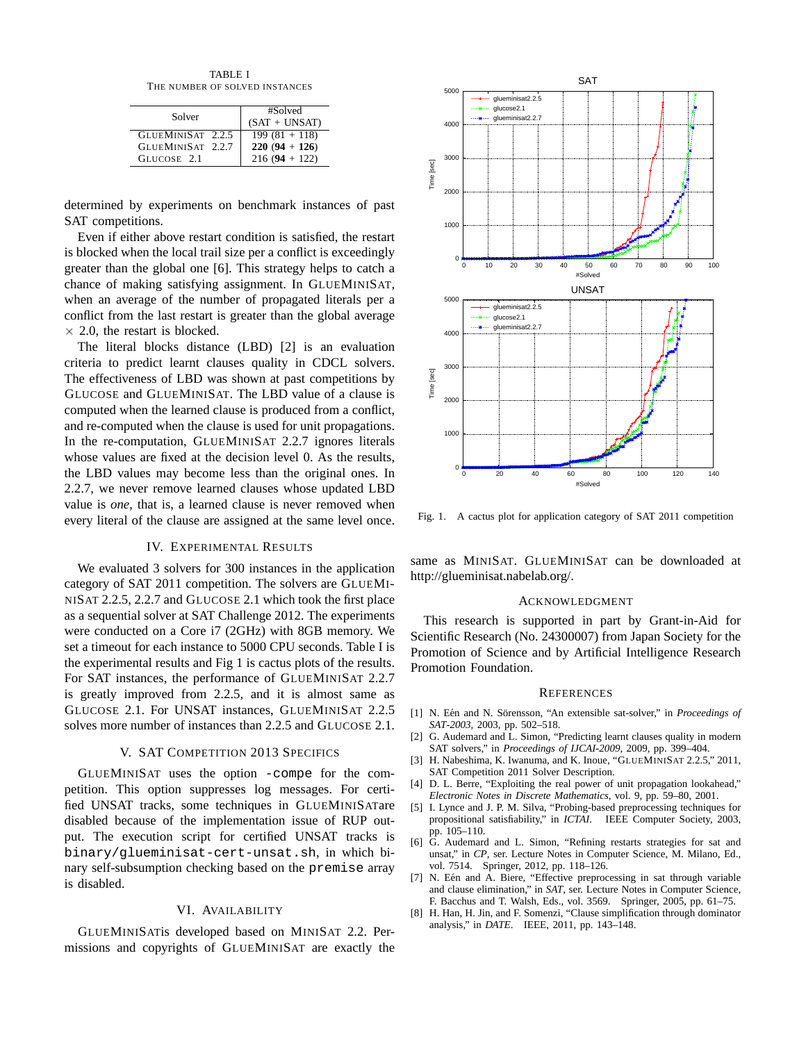TABLE I
THE NUMBER OF SOLVED INSTANCES

| Solver | #Solved (SAT + UNSAT) |
|---|---|
| GlueMiniSat 2.2.5 | 199 (81 + 118) |
| GlueMiniSat 2.2.7 | **220** (**94** + **126**) |
| Glucose 2.1 | 216 (**94** + 122) |

determined by experiments on benchmark instances of past SAT competitions.

Even if either above restart condition is satisfied, the restart is blocked when the local trail size per a conflict is exceedingly greater than the global one [6]. This strategy helps to catch a chance of making satisfying assignment. In GlueMiniSat, when an average of the number of propagated literals per a conflict from the last restart is greater than the global average $\times$ 2.0, the restart is blocked.

The literal blocks distance (LBD) [2] is an evaluation criteria to predict learnt clauses quality in CDCL solvers. The effectiveness of LBD was shown at past competitions by Glucose and GlueMiniSat. The LBD value of a clause is computed when the learned clause is produced from a conflict, and re-computed when the clause is used for unit propagations. In the re-computation, GlueMiniSat 2.2.7 ignores literals whose values are fixed at the decision level 0. As the results, the LBD values may become less than the original ones. In 2.2.7, we never remove learned clauses whose updated LBD value is *one*, that is, a learned clause is never removed when every literal of the clause are assigned at the same level once.

## IV. Experimental Results

We evaluated 3 solvers for 300 instances in the application category of SAT 2011 competition. The solvers are GlueMiniSat 2.2.5, 2.2.7 and Glucose 2.1 which took the first place as a sequential solver at SAT Challenge 2012. The experiments were conducted on a Core i7 (2GHz) with 8GB memory. We set a timeout for each instance to 5000 CPU seconds. Table I is the experimental results and Fig 1 is cactus plots of the results. For SAT instances, the performance of GlueMiniSat 2.2.7 is greatly improved from 2.2.5, and it is almost same as Glucose 2.1. For UNSAT instances, GlueMiniSat 2.2.5 solves more number of instances than 2.2.5 and Glucose 2.1.

## V. SAT Competition 2013 Specifics

GlueMiniSat uses the option `-compe` for the competition. This option suppresses log messages. For certified UNSAT tracks, some techniques in GlueMiniSatare disabled because of the implementation issue of RUP output. The execution script for certified UNSAT tracks is `binary/glueminisat-cert-unsat.sh`, in which binary self-subsumption checking based on the `premise` array is disabled.

## VI. Availability

GlueMiniSatis developed based on MiniSat 2.2. Permissions and copyrights of GlueMiniSat are exactly the same as MiniSat. GlueMiniSat can be downloaded at http://glueminisat.nabelab.org/.

SAT
5000
4000
3000
2000
1000
0
Time [sec]
0 10 20 30 40 50 60 70 80 90 100
#Solved
glueminisat2.2.5
glucose2.1
glueminisat2.2.7

UNSAT
5000
4000
3000
2000
1000
0
Time [sec]
0 20 40 60 80 100 120 140
#Solved
glueminisat2.2.5
glucose2.1
glueminisat2.2.7

Fig. 1. A cactus plot for application category of SAT 2011 competition

## Acknowledgment

This research is supported in part by Grant-in-Aid for Scientific Research (No. 24300007) from Japan Society for the Promotion of Science and by Artificial Intelligence Research Promotion Foundation.

## References

[1] N. Eén and N. Sörensson, "An extensible sat-solver," in *Proceedings of SAT-2003*, 2003, pp. 502–518.

[2] G. Audemard and L. Simon, "Predicting learnt clauses quality in modern SAT solvers," in *Proceedings of IJCAI-2009*, 2009, pp. 399–404.

[3] H. Nabeshima, K. Iwanuma, and K. Inoue, "GlueMiniSat 2.2.5," 2011, SAT Competition 2011 Solver Description.

[4] D. L. Berre, "Exploiting the real power of unit propagation lookahead," *Electronic Notes in Discrete Mathematics*, vol. 9, pp. 59–80, 2001.

[5] I. Lynce and J. P. M. Silva, "Probing-based preprocessing techniques for propositional satisfiability," in *ICTAI*. IEEE Computer Society, 2003, pp. 105–110.

[6] G. Audemard and L. Simon, "Refining restarts strategies for sat and unsat," in *CP*, ser. Lecture Notes in Computer Science, M. Milano, Ed., vol. 7514. Springer, 2012, pp. 118–126.

[7] N. Eén and A. Biere, "Effective preprocessing in sat through variable and clause elimination," in *SAT*, ser. Lecture Notes in Computer Science, F. Bacchus and T. Walsh, Eds., vol. 3569. Springer, 2005, pp. 61–75.

[8] H. Han, H. Jin, and F. Somenzi, "Clause simplification through dominator analysis," in *DATE*. IEEE, 2011, pp. 143–148.